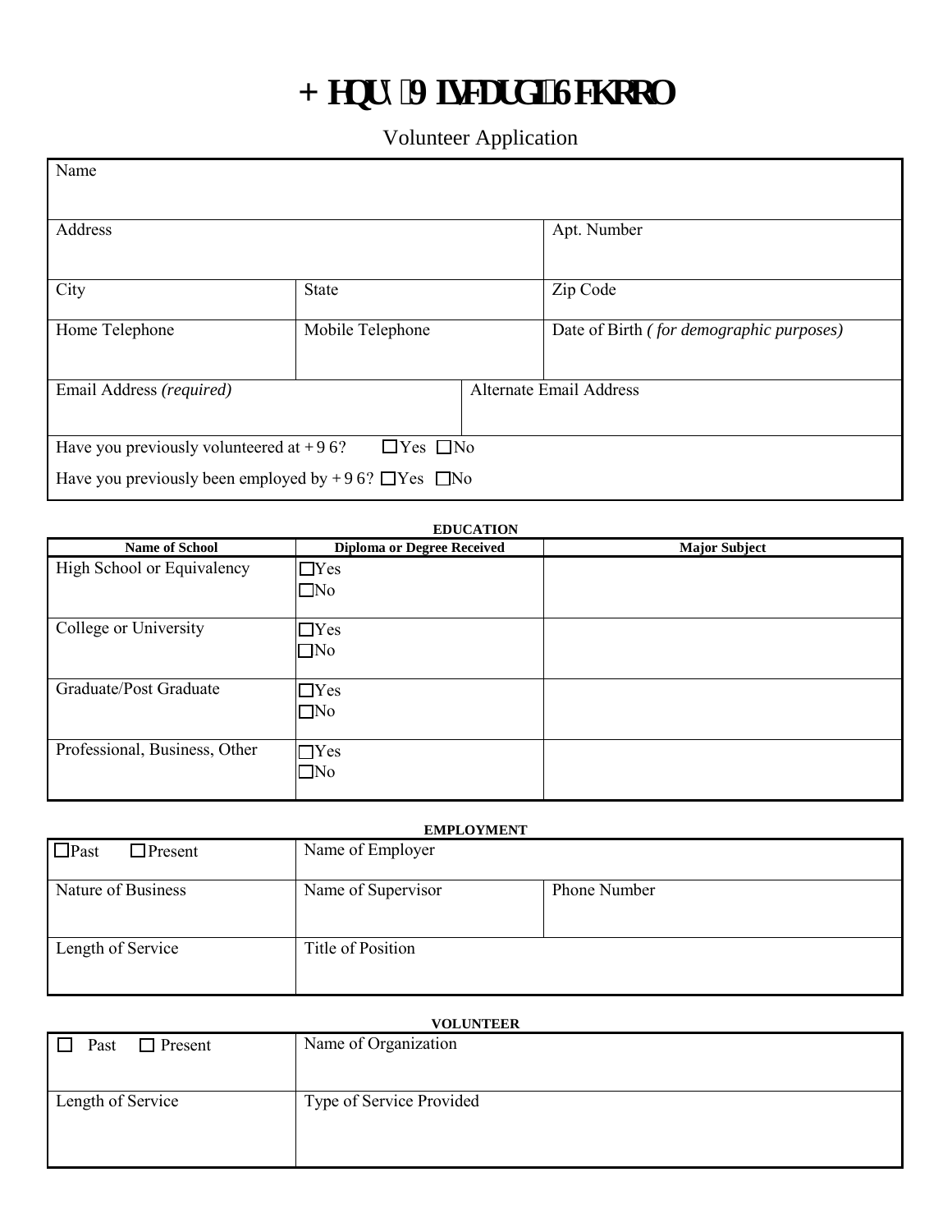# + HQU\ 9 LVFDUGL 6 FKRRO

Volunteer Application

| Name | | | |
|---|---|---|---|
| Address | | Apt. Number | |
| City | State | Zip Code | |
| Home Telephone | Mobile Telephone | Date of Birth *( for demographic purposes)* | |
| Email Address *(required)* | | Alternate Email Address | |

Have you previously volunteered at + 9 6? ☐Yes ☐No

Have you previously been employed by + 9 6? ☐Yes ☐No

**EDUCATION**

| Name of School | Diploma or Degree Received | Major Subject |
|---|---|---|
| High School or Equivalency | ☐Yes ☐No | |
| College or University | ☐Yes ☐No | |
| Graduate/Post Graduate | ☐Yes ☐No | |
| Professional, Business, Other | ☐Yes ☐No | |

**EMPLOYMENT**

| ☐Past ☐Present | Name of Employer | |
|---|---|---|
| Nature of Business | Name of Supervisor | Phone Number |
| Length of Service | Title of Position | |

**VOLUNTEER**

| ☐ Past ☐ Present | Name of Organization |
|---|---|
| Length of Service | Type of Service Provided |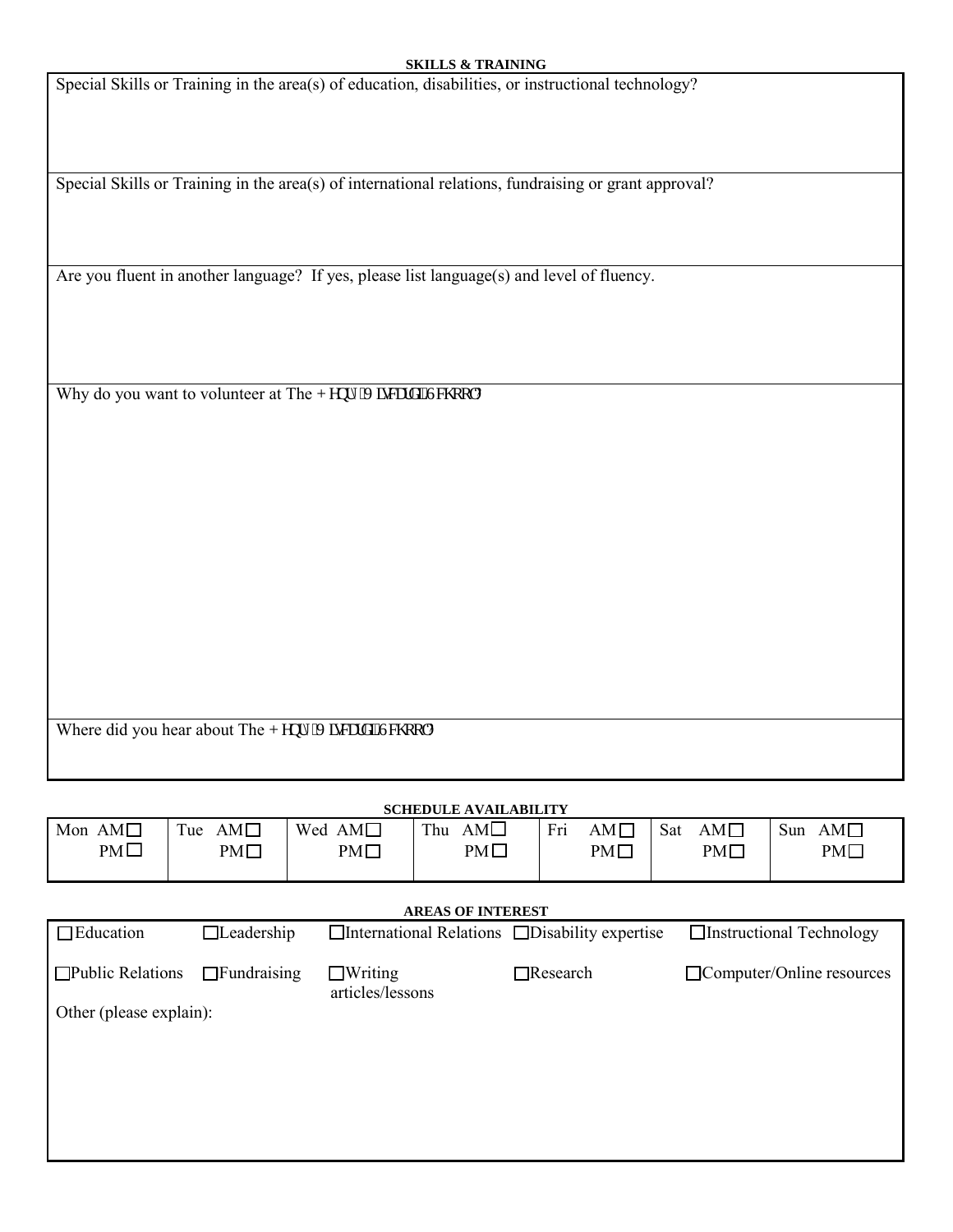**SKILLS & TRAINING**

Special Skills or Training in the area(s) of education, disabilities, or instructional technology?

Special Skills or Training in the area(s) of international relations, fundraising or grant approval?

Are you fluent in another language? If yes, please list language(s) and level of fluency.

Why do you want to volunteer at The Henry Viscardi School?

Where did you hear about The Henry Viscardi School?

**SCHEDULE AVAILABILITY**

| Mon | Tue | Wed | Thu | Fri | Sat | Sun |
|---|---|---|---|---|---|---|
| AM☐ PM☐ | AM☐ PM☐ | AM☐ PM☐ | AM☐ PM☐ | AM☐ PM☐ | AM☐ PM☐ | AM☐ PM☐ |

**AREAS OF INTEREST**

| | | | | |
|---|---|---|---|---|
| ☐Education | ☐Leadership | ☐International Relations | ☐Disability expertise | ☐Instructional Technology |
| ☐Public Relations | ☐Fundraising | ☐Writing articles/lessons | ☐Research | ☐Computer/Online resources |

Other (please explain):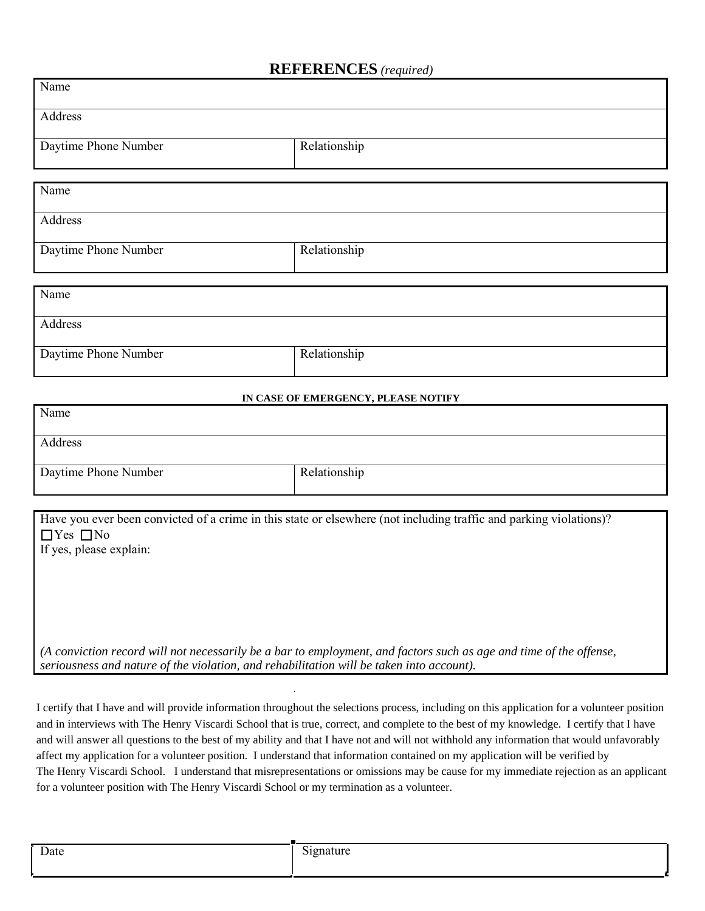## REFERENCES *(required)*

| | |
|---|---|
| Name | |
| Address | |
| Daytime Phone Number | Relationship |

| | |
|---|---|
| Name | |
| Address | |
| Daytime Phone Number | Relationship |

| | |
|---|---|
| Name | |
| Address | |
| Daytime Phone Number | Relationship |

**IN CASE OF EMERGENCY, PLEASE NOTIFY**

| | |
|---|---|
| Name | |
| Address | |
| Daytime Phone Number | Relationship |

Have you ever been convicted of a crime in this state or elsewhere (not including traffic and parking violations)?

☐Yes ☐No

If yes, please explain:

*(A conviction record will not necessarily be a bar to employment, and factors such as age and time of the offense, seriousness and nature of the violation, and rehabilitation will be taken into account).*

I certify that I have and will provide information throughout the selections process, including on this application for a volunteer position and in interviews with The Henry Viscardi School that is true, correct, and complete to the best of my knowledge. I certify that I have and will answer all questions to the best of my ability and that I have not and will not withhold any information that would unfavorably affect my application for a volunteer position. I understand that information contained on my application will be verified by The Henry Viscardi School. I understand that misrepresentations or omissions may be cause for my immediate rejection as an applicant for a volunteer position with The Henry Viscardi School or my termination as a volunteer.

| | |
|---|---|
| Date | Signature |